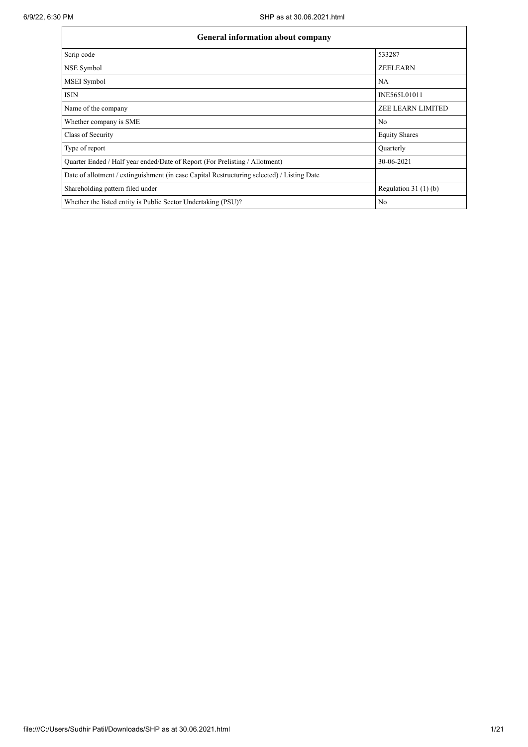| General information about company | |
|---|---|
| Scrip code | 533287 |
| NSE Symbol | ZEELEARN |
| MSEI Symbol | NA |
| ISIN | INE565L01011 |
| Name of the company | ZEE LEARN LIMITED |
| Whether company is SME | No |
| Class of Security | Equity Shares |
| Type of report | Quarterly |
| Quarter Ended / Half year ended/Date of Report (For Prelisting / Allotment) | 30-06-2021 |
| Date of allotment / extinguishment (in case Capital Restructuring selected) / Listing Date | |
| Shareholding pattern filed under | Regulation 31 (1) (b) |
| Whether the listed entity is Public Sector Undertaking (PSU)? | No |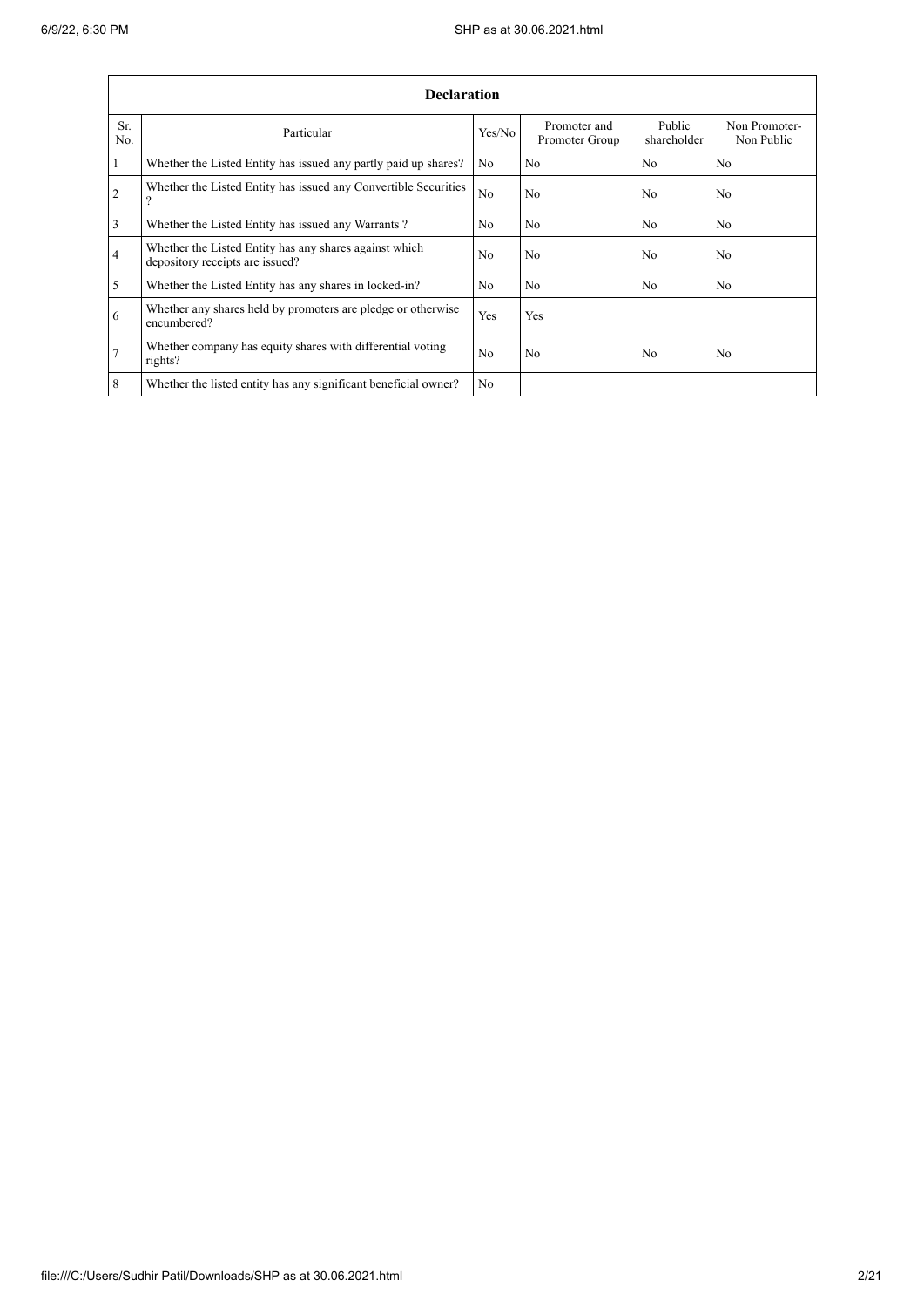| Declaration | | | | | |
|---|---|---|---|---|---|
| Sr. No. | Particular | Yes/No | Promoter and Promoter Group | Public shareholder | Non Promoter-Non Public |
| 1 | Whether the Listed Entity has issued any partly paid up shares? | No | No | No | No |
| 2 | Whether the Listed Entity has issued any Convertible Securities ? | No | No | No | No |
| 3 | Whether the Listed Entity has issued any Warrants ? | No | No | No | No |
| 4 | Whether the Listed Entity has any shares against which depository receipts are issued? | No | No | No | No |
| 5 | Whether the Listed Entity has any shares in locked-in? | No | No | No | No |
| 6 | Whether any shares held by promoters are pledge or otherwise encumbered? | Yes | Yes | | |
| 7 | Whether company has equity shares with differential voting rights? | No | No | No | No |
| 8 | Whether the listed entity has any significant beneficial owner? | No | | | |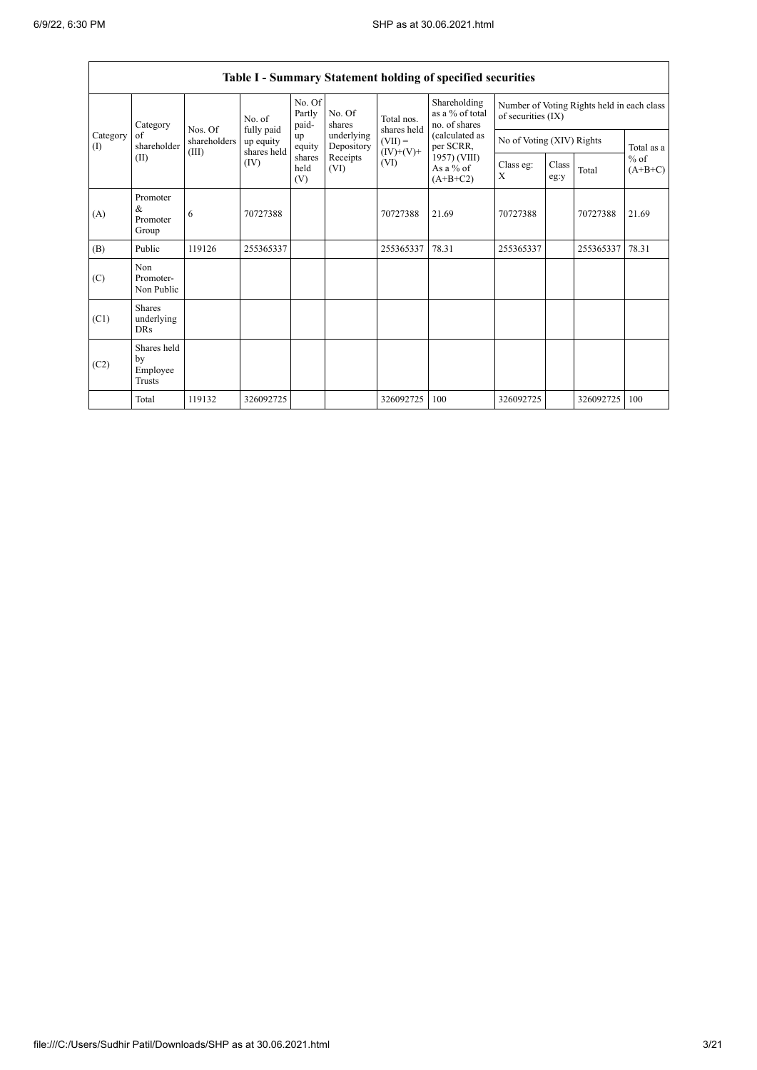## Table I - Summary Statement holding of specified securities

| Category (I) | Category of shareholder (II) | Nos. Of shareholders (III) | No. of fully paid up equity shares held (IV) | No. Of Partly paid-up equity shares held (V) | No. Of shares underlying Depository Receipts (VI) | Total nos. shares held (VII) = (IV)+(V)+ (VI) | Shareholding as a % of total no. of shares (calculated as per SCRR, 1957) (VIII) As a % of (A+B+C2) | Number of Voting Rights held in each class of securities (IX) | | | |
|---|---|---|---|---|---|---|---|---|---|---|---|
| | | | | | | | | No of Voting (XIV) Rights | | | Total as a % of (A+B+C) |
| | | | | | | | | Class eg: X | Class eg:y | Total | |
| (A) | Promoter & Promoter Group | 6 | 70727388 | | | 70727388 | 21.69 | 70727388 | | 70727388 | 21.69 |
| (B) | Public | 119126 | 255365337 | | | 255365337 | 78.31 | 255365337 | | 255365337 | 78.31 |
| (C) | Non Promoter- Non Public | | | | | | | | | | |
| (C1) | Shares underlying DRs | | | | | | | | | | |
| (C2) | Shares held by Employee Trusts | | | | | | | | | | |
| | Total | 119132 | 326092725 | | | 326092725 | 100 | 326092725 | | 326092725 | 100 |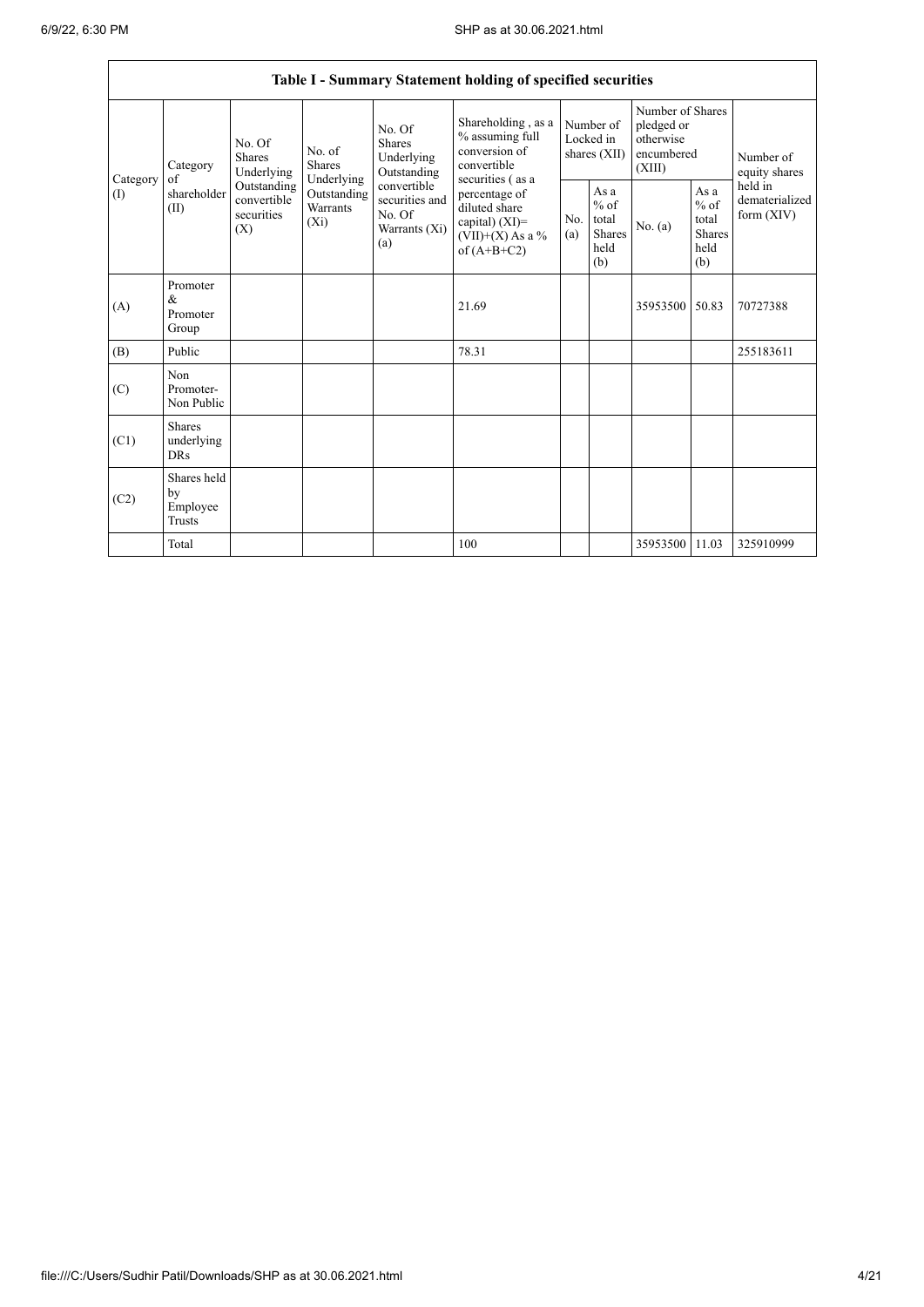| Table I - Summary Statement holding of specified securities | | | | | | | | | | |
|---|---|---|---|---|---|---|---|---|---|---|
| Category (I) | Category of shareholder (II) | No. Of Shares Underlying Outstanding convertible securities (X) | No. of Shares Underlying Outstanding Warrants (Xi) | No. Of Shares Underlying Outstanding convertible securities and No. Of Warrants (Xi) (a) | Shareholding , as a % assuming full conversion of convertible securities ( as a percentage of diluted share capital) (XI)= (VII)+(X) As a % of (A+B+C2) | Number of Locked in shares (XII) | | Number of Shares pledged or otherwise encumbered (XIII) | | Number of equity shares held in dematerialized form (XIV) |
| | | | | | | No. (a) | As a % of total Shares held (b) | No. (a) | As a % of total Shares held (b) | |
| (A) | Promoter & Promoter Group | | | | 21.69 | | | 35953500 | 50.83 | 70727388 |
| (B) | Public | | | | 78.31 | | | | | 255183611 |
| (C) | Non Promoter- Non Public | | | | | | | | | |
| (C1) | Shares underlying DRs | | | | | | | | | |
| (C2) | Shares held by Employee Trusts | | | | | | | | | |
| | Total | | | | 100 | | | 35953500 | 11.03 | 325910999 |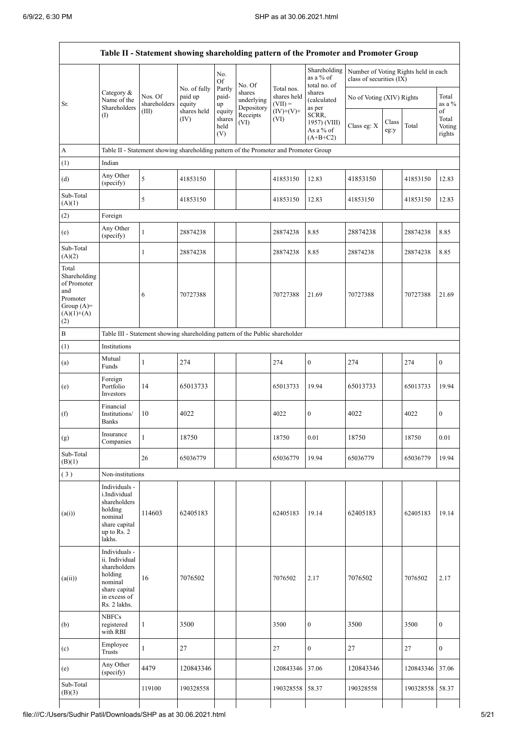| Table II - Statement showing shareholding pattern of the Promoter and Promoter Group | | | | | | | | | | | |
|---|---|---|---|---|---|---|---|---|---|---|---|
| Sr. | Category & Name of the Shareholders (I) | Nos. Of shareholders (III) | No. of fully paid up equity shares held (IV) | No. Of Partly paid-up equity shares held (V) | No. Of shares underlying Depository Receipts (VI) | Total nos. shares held (VII) = (IV)+(V)+ (VI) | Shareholding as a % of total no. of shares (calculated as per SCRR, 1957) (VIII) As a % of (A+B+C2) | Number of Voting Rights held in each class of securities (IX) | | | |
| | | | | | | | | No of Voting (XIV) Rights | | | Total as a % of Total Voting rights |
| | | | | | | | | Class eg: X | Class eg:y | Total | |
| A | Table II - Statement showing shareholding pattern of the Promoter and Promoter Group | | | | | | | | | | |
| (1) | Indian | | | | | | | | | | |
| (d) | Any Other (specify) | 5 | 41853150 | | | 41853150 | 12.83 | 41853150 | | 41853150 | 12.83 |
| Sub-Total (A)(1) | | 5 | 41853150 | | | 41853150 | 12.83 | 41853150 | | 41853150 | 12.83 |
| (2) | Foreign | | | | | | | | | | |
| (e) | Any Other (specify) | 1 | 28874238 | | | 28874238 | 8.85 | 28874238 | | 28874238 | 8.85 |
| Sub-Total (A)(2) | | 1 | 28874238 | | | 28874238 | 8.85 | 28874238 | | 28874238 | 8.85 |
| Total Shareholding of Promoter and Promoter Group (A)= (A)(1)+(A)(2) | | 6 | 70727388 | | | 70727388 | 21.69 | 70727388 | | 70727388 | 21.69 |
| B | Table III - Statement showing shareholding pattern of the Public shareholder | | | | | | | | | | |
| (1) | Institutions | | | | | | | | | | |
| (a) | Mutual Funds | 1 | 274 | | | 274 | 0 | 274 | | 274 | 0 |
| (e) | Foreign Portfolio Investors | 14 | 65013733 | | | 65013733 | 19.94 | 65013733 | | 65013733 | 19.94 |
| (f) | Financial Institutions/ Banks | 10 | 4022 | | | 4022 | 0 | 4022 | | 4022 | 0 |
| (g) | Insurance Companies | 1 | 18750 | | | 18750 | 0.01 | 18750 | | 18750 | 0.01 |
| Sub-Total (B)(1) | | 26 | 65036779 | | | 65036779 | 19.94 | 65036779 | | 65036779 | 19.94 |
| (3) | Non-institutions | | | | | | | | | | |
| (a(i)) | Individuals - i.Individual shareholders holding nominal share capital up to Rs. 2 lakhs. | 114603 | 62405183 | | | 62405183 | 19.14 | 62405183 | | 62405183 | 19.14 |
| (a(ii)) | Individuals - ii. Individual shareholders holding nominal share capital in excess of Rs. 2 lakhs. | 16 | 7076502 | | | 7076502 | 2.17 | 7076502 | | 7076502 | 2.17 |
| (b) | NBFCs registered with RBI | 1 | 3500 | | | 3500 | 0 | 3500 | | 3500 | 0 |
| (c) | Employee Trusts | 1 | 27 | | | 27 | 0 | 27 | | 27 | 0 |
| (e) | Any Other (specify) | 4479 | 120843346 | | | 120843346 | 37.06 | 120843346 | | 120843346 | 37.06 |
| Sub-Total (B)(3) | | 119100 | 190328558 | | | 190328558 | 58.37 | 190328558 | | 190328558 | 58.37 |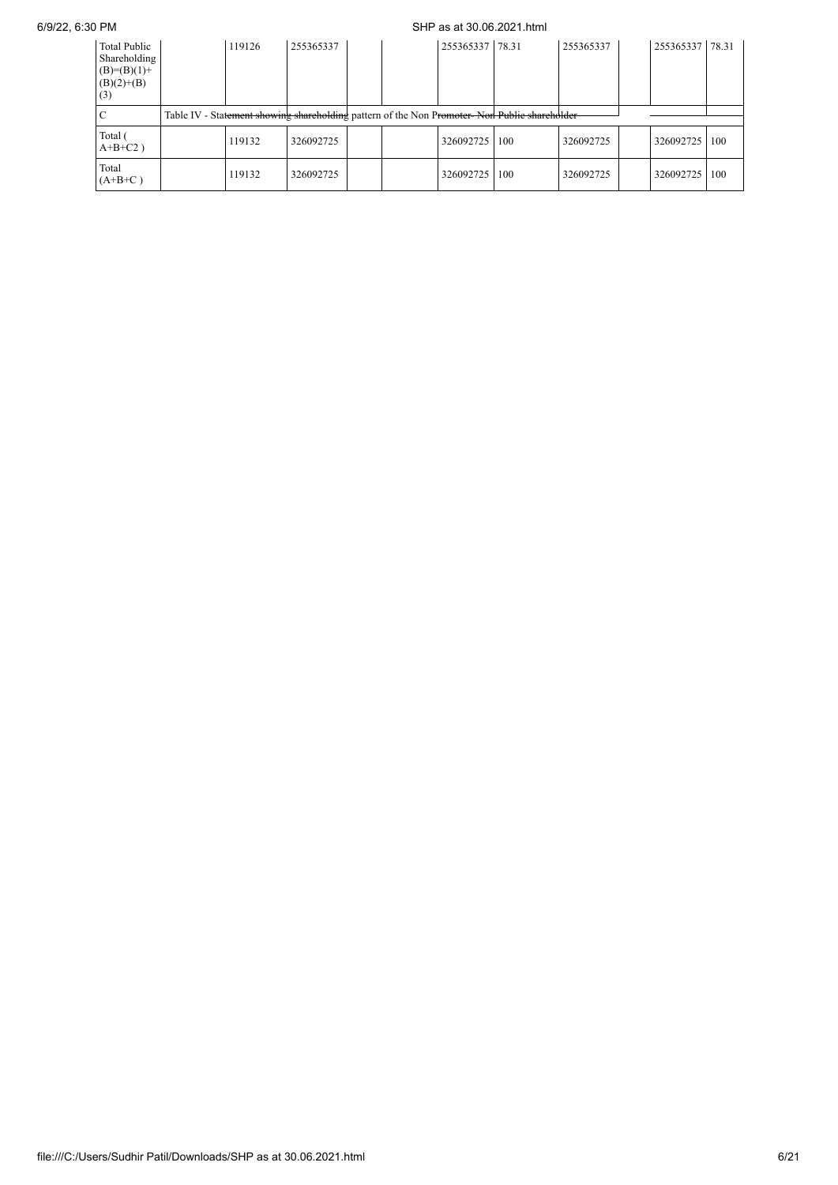| Total Public Shareholding (B)=(B)(1)+(B)(2)+(B)(3) | | 119126 | 255365337 | | | 255365337 | 78.31 | 255365337 | | 255365337 | 78.31 |
|---|---|---|---|---|---|---|---|---|---|---|---|
| C | Table IV - Statement showing shareholding pattern of the Non Promoter- Non Public shareholder | | | | | | | | | | |
| Total ( A+B+C2 ) | | 119132 | 326092725 | | | 326092725 | 100 | 326092725 | | 326092725 | 100 |
| Total (A+B+C ) | | 119132 | 326092725 | | | 326092725 | 100 | 326092725 | | 326092725 | 100 |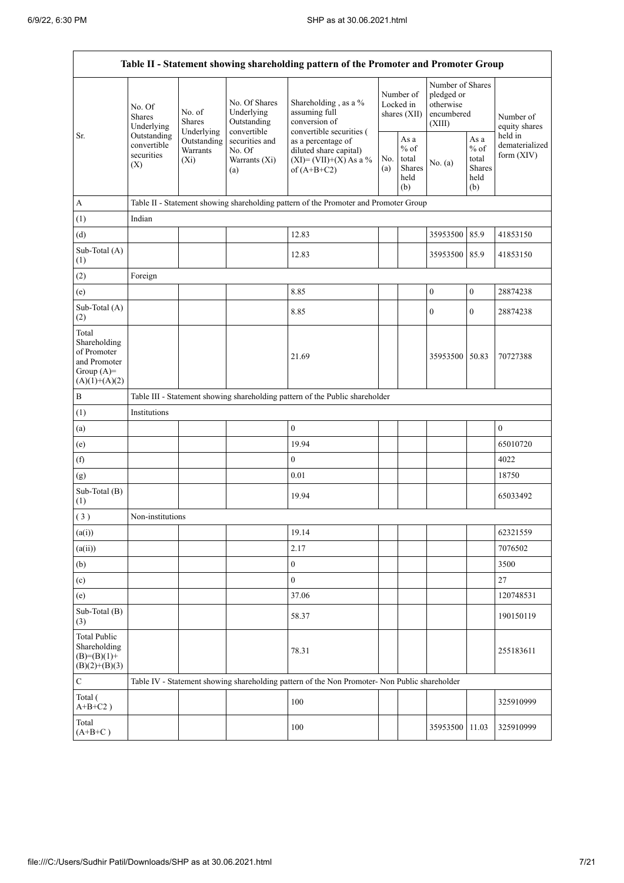| Table II - Statement showing shareholding pattern of the Promoter and Promoter Group | | | | | | | | | |
|---|---|---|---|---|---|---|---|---|---|
| Sr. | No. Of Shares Underlying Outstanding convertible securities (X) | No. of Shares Underlying Outstanding Warrants (Xi) | No. Of Shares Underlying Outstanding convertible securities and No. Of Warrants (Xi) (a) | Shareholding , as a % assuming full conversion of convertible securities ( as a percentage of diluted share capital) (XI)= (VII)+(X) As a % of (A+B+C2) | Number of Locked in shares (XII) | | Number of Shares pledged or otherwise encumbered (XIII) | | Number of equity shares held in dematerialized form (XIV) |
| | | | | | No. (a) | As a % of total Shares held (b) | No. (a) | As a % of total Shares held (b) | |
| A | Table II - Statement showing shareholding pattern of the Promoter and Promoter Group | | | | | | | | |
| (1) | Indian | | | | | | | | |
| (d) | | | | 12.83 | | | 35953500 | 85.9 | 41853150 |
| Sub-Total (A) (1) | | | | 12.83 | | | 35953500 | 85.9 | 41853150 |
| (2) | Foreign | | | | | | | | |
| (e) | | | | 8.85 | | | 0 | 0 | 28874238 |
| Sub-Total (A) (2) | | | | 8.85 | | | 0 | 0 | 28874238 |
| Total Shareholding of Promoter and Promoter Group (A)= (A)(1)+(A)(2) | | | | 21.69 | | | 35953500 | 50.83 | 70727388 |
| B | Table III - Statement showing shareholding pattern of the Public shareholder | | | | | | | | |
| (1) | Institutions | | | | | | | | |
| (a) | | | | 0 | | | | | 0 |
| (e) | | | | 19.94 | | | | | 65010720 |
| (f) | | | | 0 | | | | | 4022 |
| (g) | | | | 0.01 | | | | | 18750 |
| Sub-Total (B) (1) | | | | 19.94 | | | | | 65033492 |
| ( 3 ) | Non-institutions | | | | | | | | |
| (a(i)) | | | | 19.14 | | | | | 62321559 |
| (a(ii)) | | | | 2.17 | | | | | 7076502 |
| (b) | | | | 0 | | | | | 3500 |
| (c) | | | | 0 | | | | | 27 |
| (e) | | | | 37.06 | | | | | 120748531 |
| Sub-Total (B) (3) | | | | 58.37 | | | | | 190150119 |
| Total Public Shareholding (B)=(B)(1)+(B)(2)+(B)(3) | | | | 78.31 | | | | | 255183611 |
| C | Table IV - Statement showing shareholding pattern of the Non Promoter- Non Public shareholder | | | | | | | | |
| Total ( A+B+C2 ) | | | | 100 | | | | | 325910999 |
| Total (A+B+C ) | | | | 100 | | | 35953500 | 11.03 | 325910999 |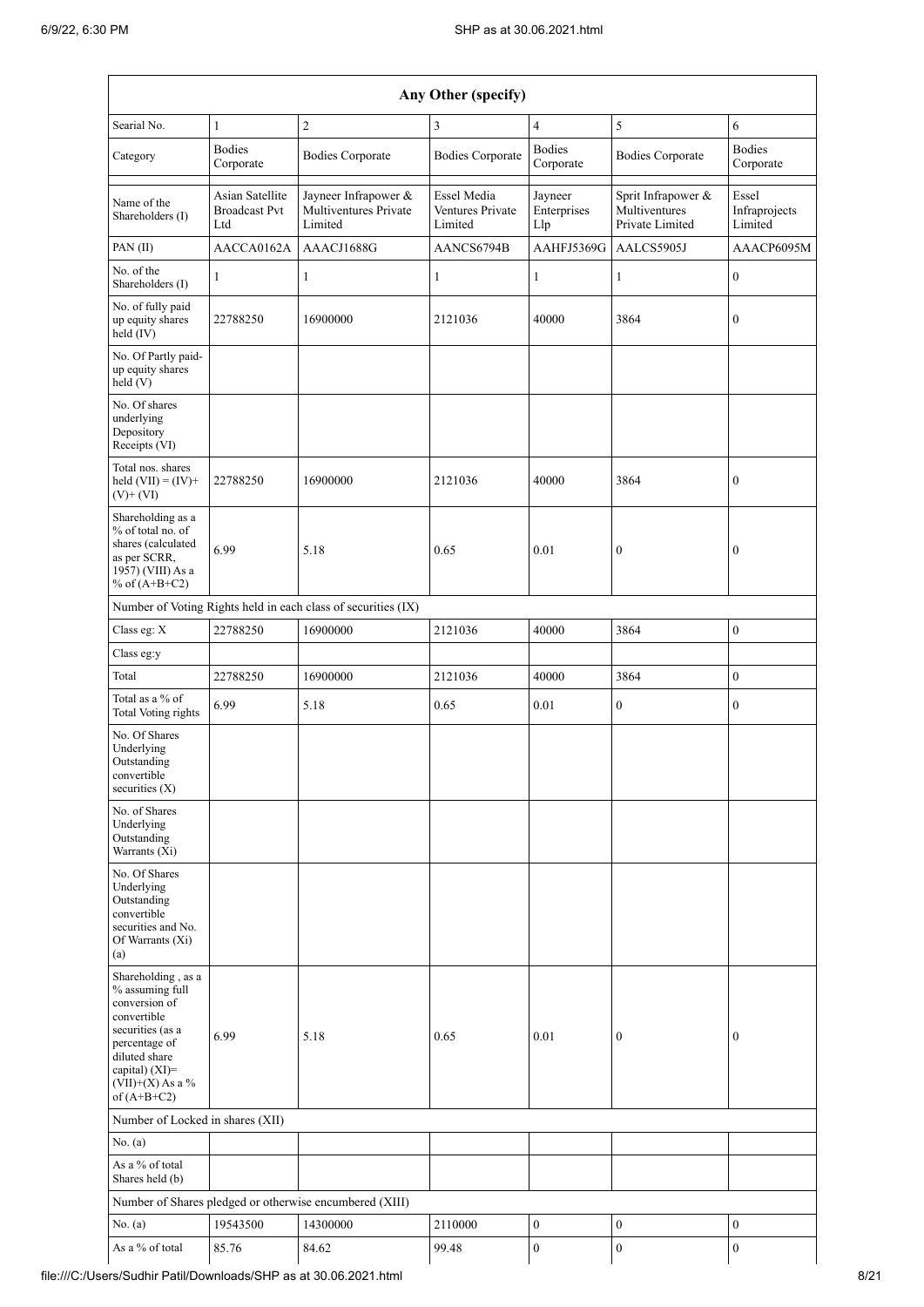| Any Other (specify) | | | | | | |
|---|---|---|---|---|---|---|
| Searial No. | 1 | 2 | 3 | 4 | 5 | 6 |
| Category | Bodies Corporate | Bodies Corporate | Bodies Corporate | Bodies Corporate | Bodies Corporate | Bodies Corporate |
| Name of the Shareholders (I) | Asian Satellite Broadcast Pvt Ltd | Jayneer Infrapower & Multiventures Private Limited | Essel Media Ventures Private Limited | Jayneer Enterprises Llp | Sprit Infrapower & Multiventures Private Limited | Essel Infraprojects Limited |
| PAN (II) | AACCA0162A | AAACJ1688G | AANCS6794B | AAHFJ5369G | AALCS5905J | AAACP6095M |
| No. of the Shareholders (I) | 1 | 1 | 1 | 1 | 1 | 0 |
| No. of fully paid up equity shares held (IV) | 22788250 | 16900000 | 2121036 | 40000 | 3864 | 0 |
| No. Of Partly paid-up equity shares held (V) | | | | | | |
| No. Of shares underlying Depository Receipts (VI) | | | | | | |
| Total nos. shares held (VII) = (IV)+(V)+ (VI) | 22788250 | 16900000 | 2121036 | 40000 | 3864 | 0 |
| Shareholding as a % of total no. of shares (calculated as per SCRR, 1957) (VIII) As a % of (A+B+C2) | 6.99 | 5.18 | 0.65 | 0.01 | 0 | 0 |
| Number of Voting Rights held in each class of securities (IX) | | | | | | |
| Class eg: X | 22788250 | 16900000 | 2121036 | 40000 | 3864 | 0 |
| Class eg:y | | | | | | |
| Total | 22788250 | 16900000 | 2121036 | 40000 | 3864 | 0 |
| Total as a % of Total Voting rights | 6.99 | 5.18 | 0.65 | 0.01 | 0 | 0 |
| No. Of Shares Underlying Outstanding convertible securities (X) | | | | | | |
| No. of Shares Underlying Outstanding Warrants (Xi) | | | | | | |
| No. Of Shares Underlying Outstanding convertible securities and No. Of Warrants (Xi) (a) | | | | | | |
| Shareholding , as a % assuming full conversion of convertible securities (as a percentage of diluted share capital) (XI)= (VII)+(X) As a % of (A+B+C2) | 6.99 | 5.18 | 0.65 | 0.01 | 0 | 0 |
| Number of Locked in shares (XII) | | | | | | |
| No. (a) | | | | | | |
| As a % of total Shares held (b) | | | | | | |
| Number of Shares pledged or otherwise encumbered (XIII) | | | | | | |
| No. (a) | 19543500 | 14300000 | 2110000 | 0 | 0 | 0 |
| As a % of total | 85.76 | 84.62 | 99.48 | 0 | 0 | 0 |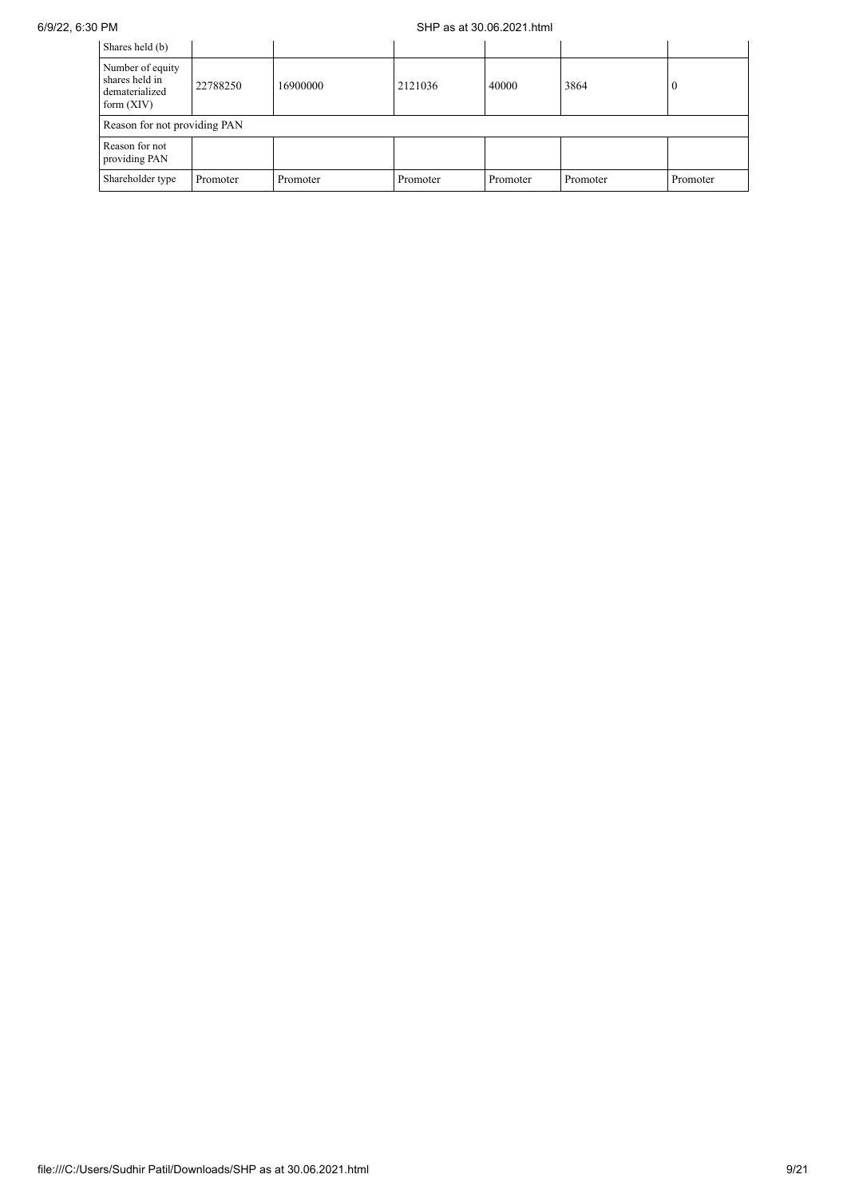| Shares held (b) | | | | | | |
|---|---|---|---|---|---|---|
| Number of equity shares held in dematerialized form (XIV) | 22788250 | 16900000 | 2121036 | 40000 | 3864 | 0 |
| Reason for not providing PAN | | | | | | |
| Reason for not providing PAN | | | | | | |
| Shareholder type | Promoter | Promoter | Promoter | Promoter | Promoter | Promoter |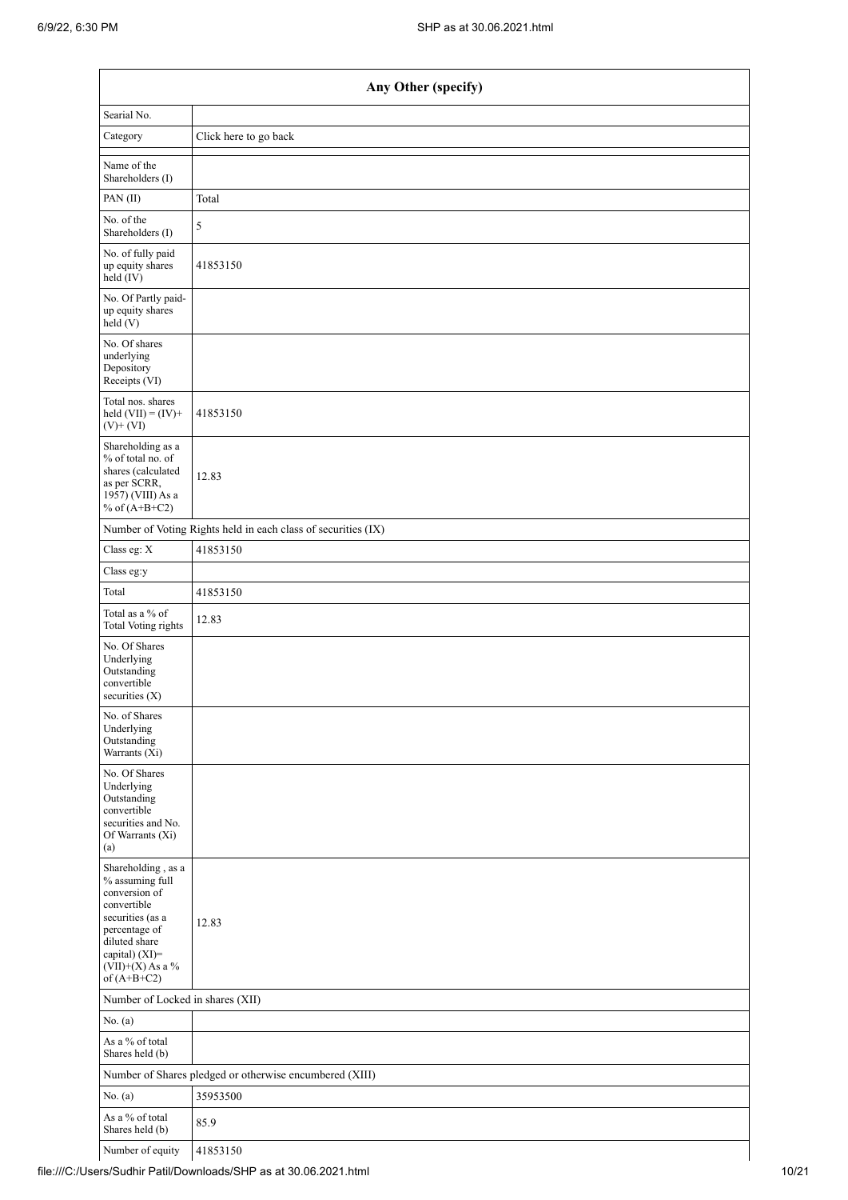| Any Other (specify) | |
|---|---|
| Searial No. | |
| Category | Click here to go back |
| Name of the Shareholders (I) | |
| PAN (II) | Total |
| No. of the Shareholders (I) | 5 |
| No. of fully paid up equity shares held (IV) | 41853150 |
| No. Of Partly paid-up equity shares held (V) | |
| No. Of shares underlying Depository Receipts (VI) | |
| Total nos. shares held (VII) = (IV)+ (V)+ (VI) | 41853150 |
| Shareholding as a % of total no. of shares (calculated as per SCRR, 1957) (VIII) As a % of (A+B+C2) | 12.83 |
| Number of Voting Rights held in each class of securities (IX) | |
| Class eg: X | 41853150 |
| Class eg:y | |
| Total | 41853150 |
| Total as a % of Total Voting rights | 12.83 |
| No. Of Shares Underlying Outstanding convertible securities (X) | |
| No. of Shares Underlying Outstanding Warrants (Xi) | |
| No. Of Shares Underlying Outstanding convertible securities and No. Of Warrants (Xi) (a) | |
| Shareholding , as a % assuming full conversion of convertible securities (as a percentage of diluted share capital) (XI)= (VII)+(X) As a % of (A+B+C2) | 12.83 |
| Number of Locked in shares (XII) | |
| No. (a) | |
| As a % of total Shares held (b) | |
| Number of Shares pledged or otherwise encumbered (XIII) | |
| No. (a) | 35953500 |
| As a % of total Shares held (b) | 85.9 |
| Number of equity | 41853150 |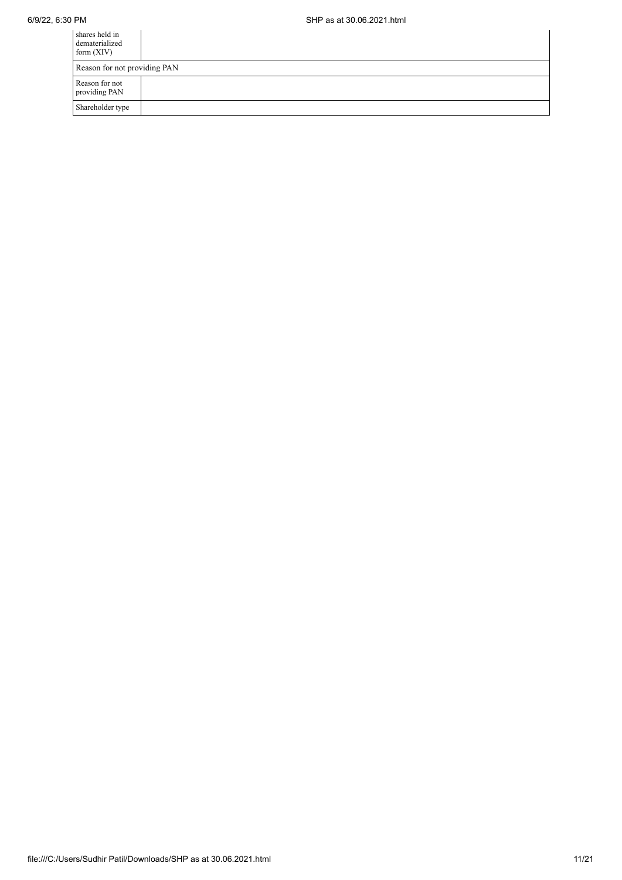| Number of equity shares held in dematerialized form (XIV) | |
| --- | --- |
| Reason for not providing PAN | |
| Reason for not providing PAN | |
| Shareholder type | |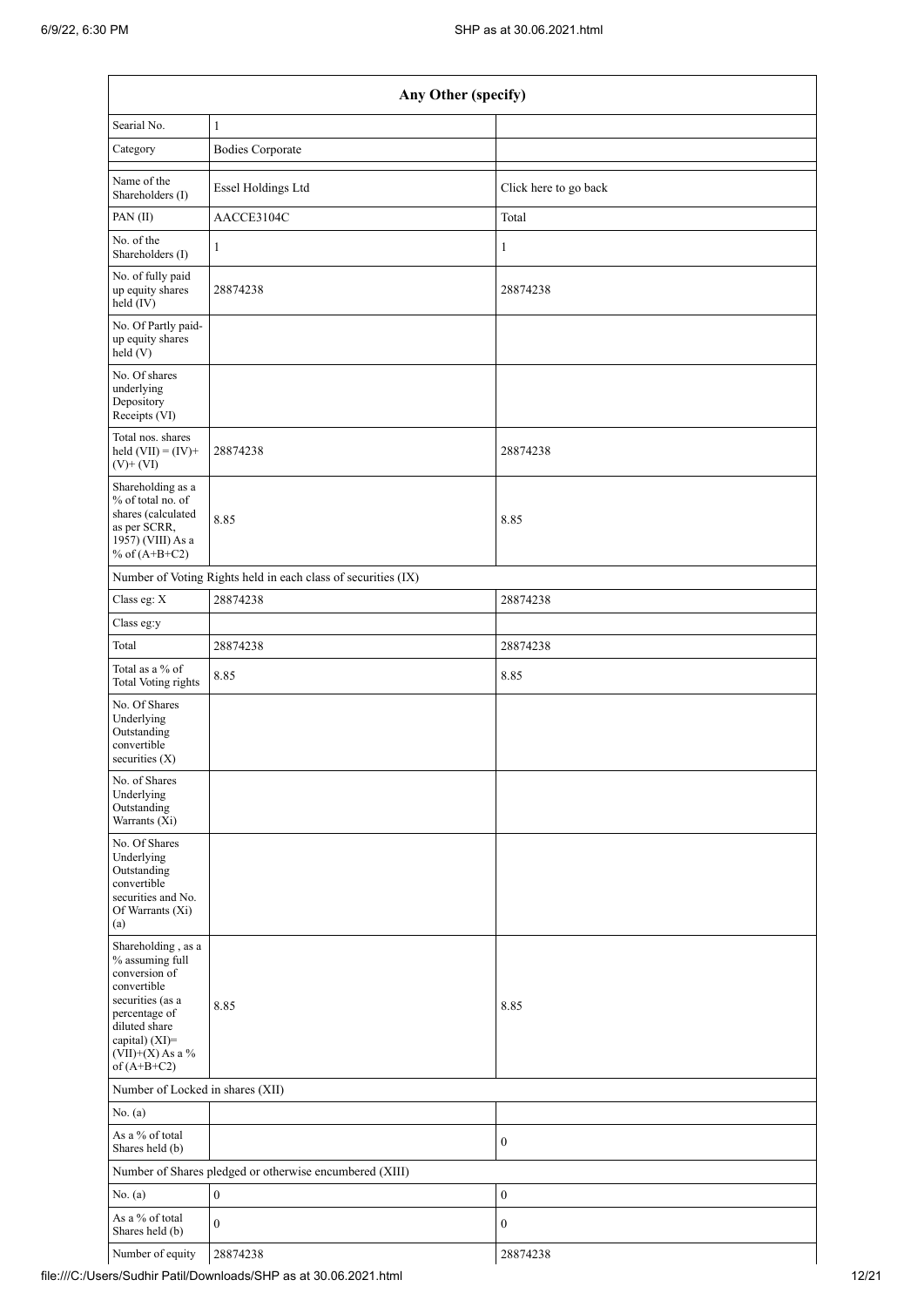| Any Other (specify) | | |
|---|---|---|
| Searial No. | 1 | |
| Category | Bodies Corporate | |
| Name of the Shareholders (I) | Essel Holdings Ltd | Click here to go back |
| PAN (II) | AACCE3104C | Total |
| No. of the Shareholders (I) | 1 | 1 |
| No. of fully paid up equity shares held (IV) | 28874238 | 28874238 |
| No. Of Partly paid-up equity shares held (V) | | |
| No. Of shares underlying Depository Receipts (VI) | | |
| Total nos. shares held (VII) = (IV)+ (V)+ (VI) | 28874238 | 28874238 |
| Shareholding as a % of total no. of shares (calculated as per SCRR, 1957) (VIII) As a % of (A+B+C2) | 8.85 | 8.85 |
| Number of Voting Rights held in each class of securities (IX) | | |
| Class eg: X | 28874238 | 28874238 |
| Class eg:y | | |
| Total | 28874238 | 28874238 |
| Total as a % of Total Voting rights | 8.85 | 8.85 |
| No. Of Shares Underlying Outstanding convertible securities (X) | | |
| No. of Shares Underlying Outstanding Warrants (Xi) | | |
| No. Of Shares Underlying Outstanding convertible securities and No. Of Warrants (Xi) (a) | | |
| Shareholding , as a % assuming full conversion of convertible securities (as a percentage of diluted share capital) (XI)= (VII)+(X) As a % of (A+B+C2) | 8.85 | 8.85 |
| Number of Locked in shares (XII) | | |
| No. (a) | | |
| As a % of total Shares held (b) | | 0 |
| Number of Shares pledged or otherwise encumbered (XIII) | | |
| No. (a) | 0 | 0 |
| As a % of total Shares held (b) | 0 | 0 |
| Number of equity | 28874238 | 28874238 |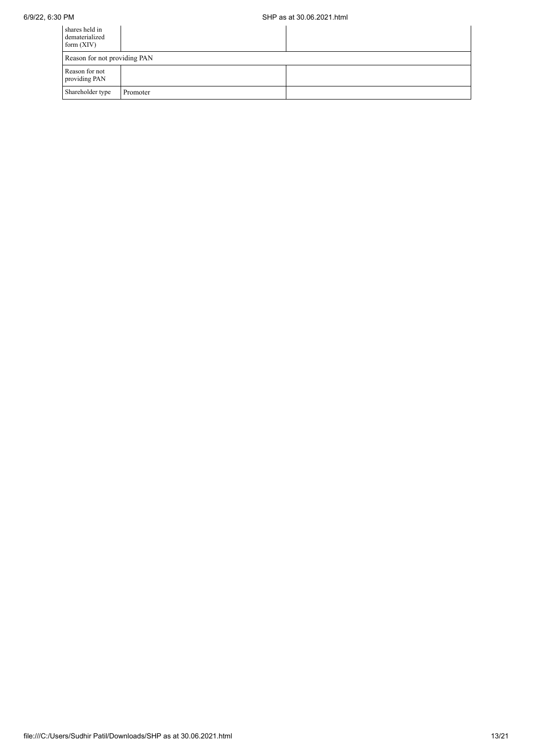| | | |
|---|---|---|
| shares held in dematerialized form (XIV) | | |
| Reason for not providing PAN | | |
| Reason for not providing PAN | | |
| Shareholder type | Promoter | |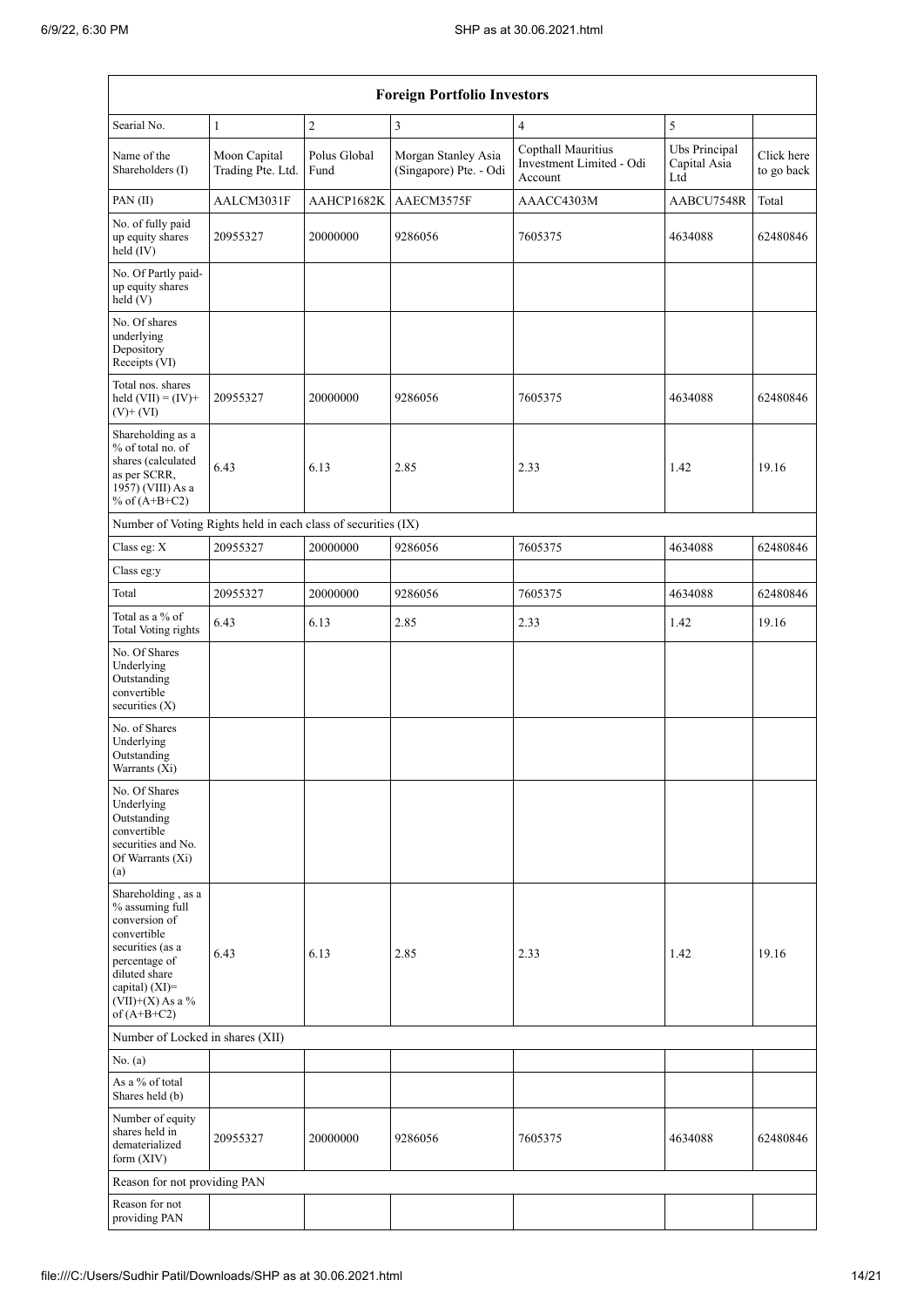| Foreign Portfolio Investors | | | | | | |
|---|---|---|---|---|---|---|
| Searial No. | 1 | 2 | 3 | 4 | 5 | |
| Name of the Shareholders (I) | Moon Capital Trading Pte. Ltd. | Polus Global Fund | Morgan Stanley Asia (Singapore) Pte. - Odi | Copthall Mauritius Investment Limited - Odi Account | Ubs Principal Capital Asia Ltd | Click here to go back |
| PAN (II) | AALCM3031F | AAHCP1682K | AAECM3575F | AAACC4303M | AABCU7548R | Total |
| No. of fully paid up equity shares held (IV) | 20955327 | 20000000 | 9286056 | 7605375 | 4634088 | 62480846 |
| No. Of Partly paid-up equity shares held (V) | | | | | | |
| No. Of shares underlying Depository Receipts (VI) | | | | | | |
| Total nos. shares held (VII) = (IV)+ (V)+ (VI) | 20955327 | 20000000 | 9286056 | 7605375 | 4634088 | 62480846 |
| Shareholding as a % of total no. of shares (calculated as per SCRR, 1957) (VIII) As a % of (A+B+C2) | 6.43 | 6.13 | 2.85 | 2.33 | 1.42 | 19.16 |
| Number of Voting Rights held in each class of securities (IX) | | | | | | |
| Class eg: X | 20955327 | 20000000 | 9286056 | 7605375 | 4634088 | 62480846 |
| Class eg:y | | | | | | |
| Total | 20955327 | 20000000 | 9286056 | 7605375 | 4634088 | 62480846 |
| Total as a % of Total Voting rights | 6.43 | 6.13 | 2.85 | 2.33 | 1.42 | 19.16 |
| No. Of Shares Underlying Outstanding convertible securities (X) | | | | | | |
| No. of Shares Underlying Outstanding Warrants (Xi) | | | | | | |
| No. Of Shares Underlying Outstanding convertible securities and No. Of Warrants (Xi) (a) | | | | | | |
| Shareholding , as a % assuming full conversion of convertible securities (as a percentage of diluted share capital) (XI)= (VII)+(X) As a % of (A+B+C2) | 6.43 | 6.13 | 2.85 | 2.33 | 1.42 | 19.16 |
| Number of Locked in shares (XII) | | | | | | |
| No. (a) | | | | | | |
| As a % of total Shares held (b) | | | | | | |
| Number of equity shares held in dematerialized form (XIV) | 20955327 | 20000000 | 9286056 | 7605375 | 4634088 | 62480846 |
| Reason for not providing PAN | | | | | | |
| Reason for not providing PAN | | | | | | |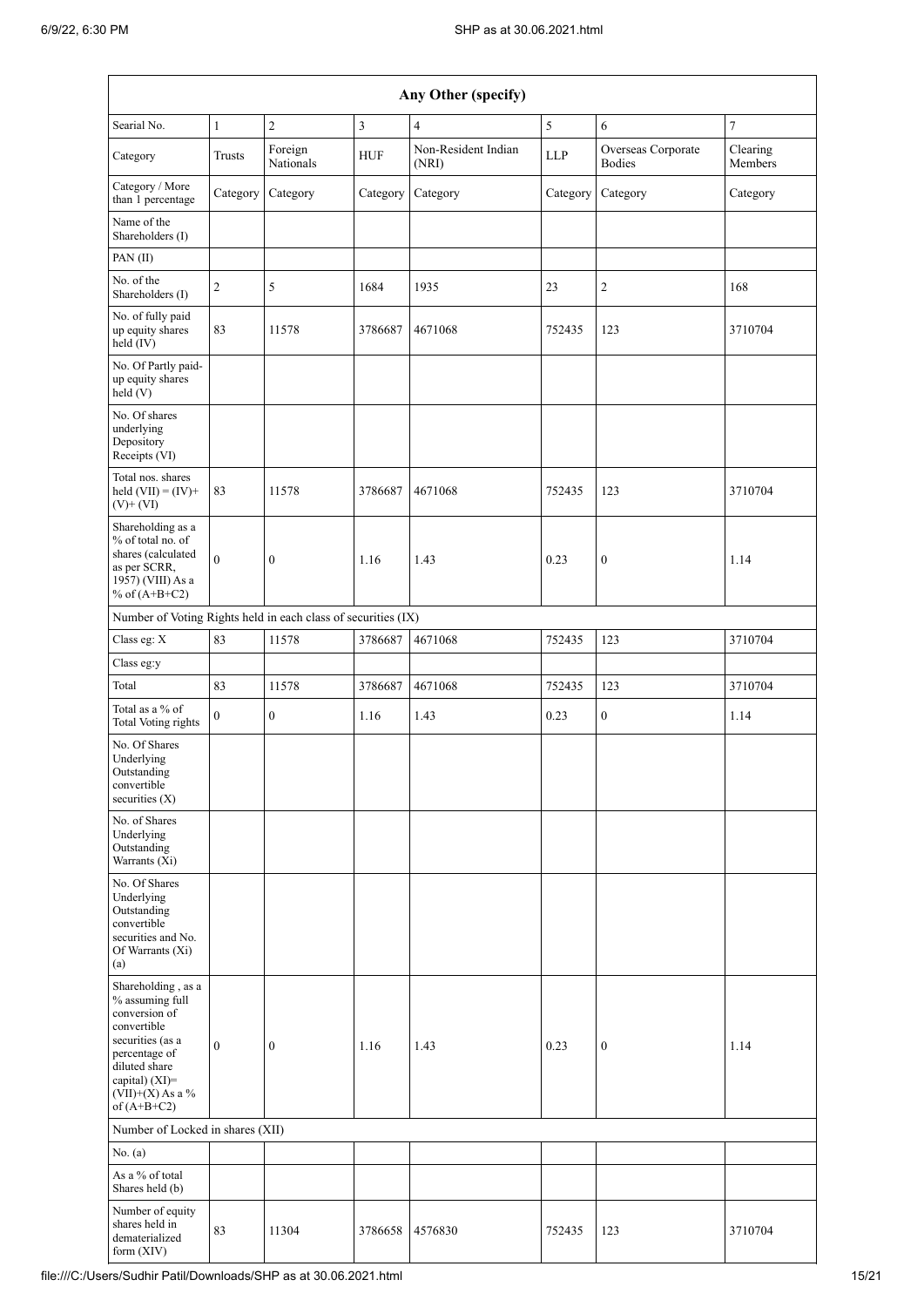| Any Other (specify) | | | | | | | |
|---|---|---|---|---|---|---|---|
| Searial No. | 1 | 2 | 3 | 4 | 5 | 6 | 7 |
| Category | Trusts | Foreign Nationals | HUF | Non-Resident Indian (NRI) | LLP | Overseas Corporate Bodies | Clearing Members |
| Category / More than 1 percentage | Category | Category | Category | Category | Category | Category | Category |
| Name of the Shareholders (I) | | | | | | | |
| PAN (II) | | | | | | | |
| No. of the Shareholders (I) | 2 | 5 | 1684 | 1935 | 23 | 2 | 168 |
| No. of fully paid up equity shares held (IV) | 83 | 11578 | 3786687 | 4671068 | 752435 | 123 | 3710704 |
| No. Of Partly paid-up equity shares held (V) | | | | | | | |
| No. Of shares underlying Depository Receipts (VI) | | | | | | | |
| Total nos. shares held (VII) = (IV)+ (V)+ (VI) | 83 | 11578 | 3786687 | 4671068 | 752435 | 123 | 3710704 |
| Shareholding as a % of total no. of shares (calculated as per SCRR, 1957) (VIII) As a % of (A+B+C2) | 0 | 0 | 1.16 | 1.43 | 0.23 | 0 | 1.14 |
| Number of Voting Rights held in each class of securities (IX) | | | | | | | |
| Class eg: X | 83 | 11578 | 3786687 | 4671068 | 752435 | 123 | 3710704 |
| Class eg:y | | | | | | | |
| Total | 83 | 11578 | 3786687 | 4671068 | 752435 | 123 | 3710704 |
| Total as a % of Total Voting rights | 0 | 0 | 1.16 | 1.43 | 0.23 | 0 | 1.14 |
| No. Of Shares Underlying Outstanding convertible securities (X) | | | | | | | |
| No. of Shares Underlying Outstanding Warrants (Xi) | | | | | | | |
| No. Of Shares Underlying Outstanding convertible securities and No. Of Warrants (Xi) (a) | | | | | | | |
| Shareholding , as a % assuming full conversion of convertible securities (as a percentage of diluted share capital) (XI)= (VII)+(X) As a % of (A+B+C2) | 0 | 0 | 1.16 | 1.43 | 0.23 | 0 | 1.14 |
| Number of Locked in shares (XII) | | | | | | | |
| No. (a) | | | | | | | |
| As a % of total Shares held (b) | | | | | | | |
| Number of equity shares held in dematerialized form (XIV) | 83 | 11304 | 3786658 | 4576830 | 752435 | 123 | 3710704 |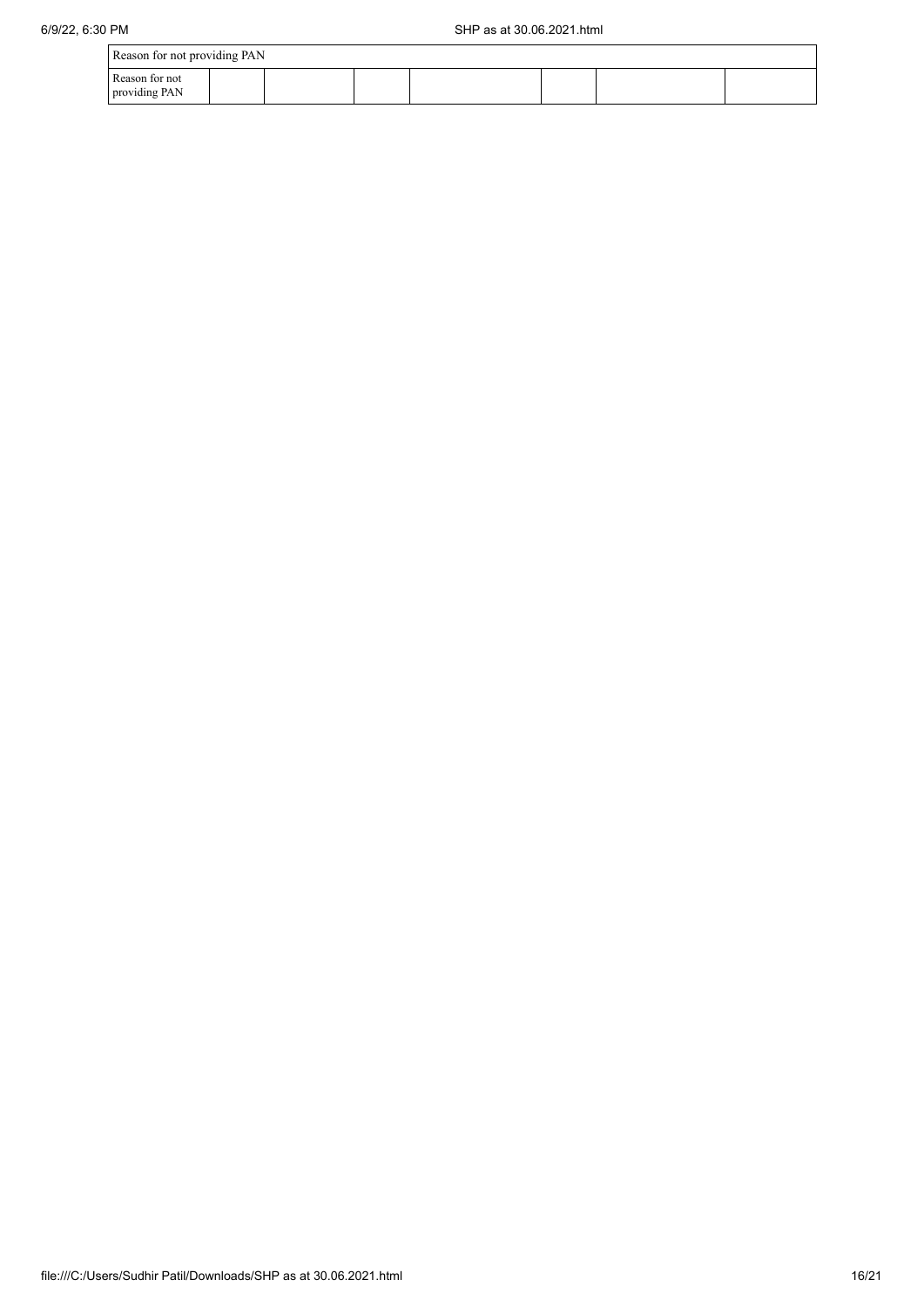| Reason for not providing PAN | | | | | | | |
|---|---|---|---|---|---|---|---|
| Reason for not providing PAN | | | | | | | |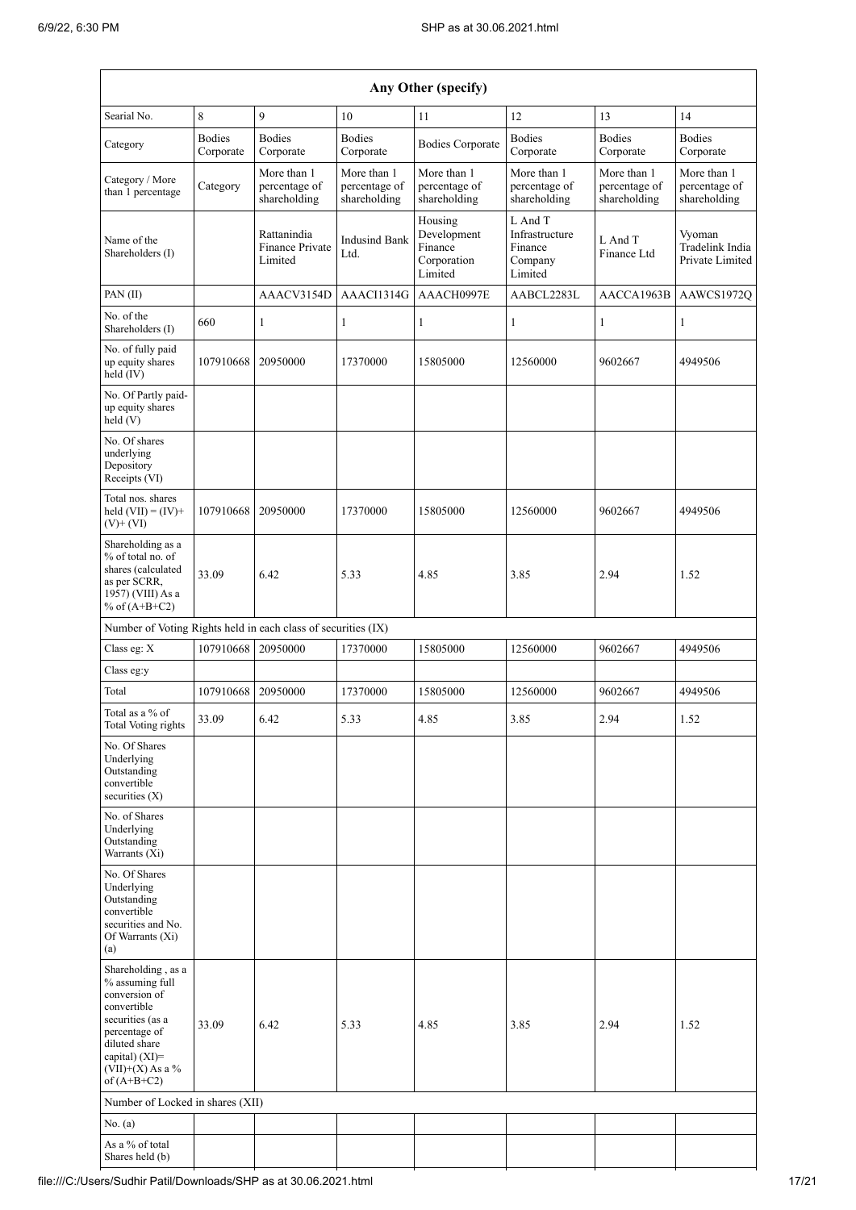| Any Other (specify) | | | | | | | |
|---|---|---|---|---|---|---|---|
| Searial No. | 8 | 9 | 10 | 11 | 12 | 13 | 14 |
| Category | Bodies Corporate | Bodies Corporate | Bodies Corporate | Bodies Corporate | Bodies Corporate | Bodies Corporate | Bodies Corporate |
| Category / More than 1 percentage | Category | More than 1 percentage of shareholding | More than 1 percentage of shareholding | More than 1 percentage of shareholding | More than 1 percentage of shareholding | More than 1 percentage of shareholding | More than 1 percentage of shareholding |
| Name of the Shareholders (I) | | Rattanindia Finance Private Limited | Indusind Bank Ltd. | Housing Development Finance Corporation Limited | L And T Infrastructure Finance Company Limited | L And T Finance Ltd | Vyoman Tradelink India Private Limited |
| PAN (II) | | AAACV3154D | AAACI1314G | AAACH0997E | AABCL2283L | AACCA1963B | AAWCS1972Q |
| No. of the Shareholders (I) | 660 | 1 | 1 | 1 | 1 | 1 | 1 |
| No. of fully paid up equity shares held (IV) | 107910668 | 20950000 | 17370000 | 15805000 | 12560000 | 9602667 | 4949506 |
| No. Of Partly paid-up equity shares held (V) | | | | | | | |
| No. Of shares underlying Depository Receipts (VI) | | | | | | | |
| Total nos. shares held (VII) = (IV)+(V)+ (VI) | 107910668 | 20950000 | 17370000 | 15805000 | 12560000 | 9602667 | 4949506 |
| Shareholding as a % of total no. of shares (calculated as per SCRR, 1957) (VIII) As a % of (A+B+C2) | 33.09 | 6.42 | 5.33 | 4.85 | 3.85 | 2.94 | 1.52 |
| Number of Voting Rights held in each class of securities (IX) | | | | | | | |
| Class eg: X | 107910668 | 20950000 | 17370000 | 15805000 | 12560000 | 9602667 | 4949506 |
| Class eg:y | | | | | | | |
| Total | 107910668 | 20950000 | 17370000 | 15805000 | 12560000 | 9602667 | 4949506 |
| Total as a % of Total Voting rights | 33.09 | 6.42 | 5.33 | 4.85 | 3.85 | 2.94 | 1.52 |
| No. Of Shares Underlying Outstanding convertible securities (X) | | | | | | | |
| No. of Shares Underlying Outstanding Warrants (Xi) | | | | | | | |
| No. Of Shares Underlying Outstanding convertible securities and No. Of Warrants (Xi) (a) | | | | | | | |
| Shareholding , as a % assuming full conversion of convertible securities (as a percentage of diluted share capital) (XI)= (VII)+(X) As a % of (A+B+C2) | 33.09 | 6.42 | 5.33 | 4.85 | 3.85 | 2.94 | 1.52 |
| Number of Locked in shares (XII) | | | | | | | |
| No. (a) | | | | | | | |
| As a % of total Shares held (b) | | | | | | | |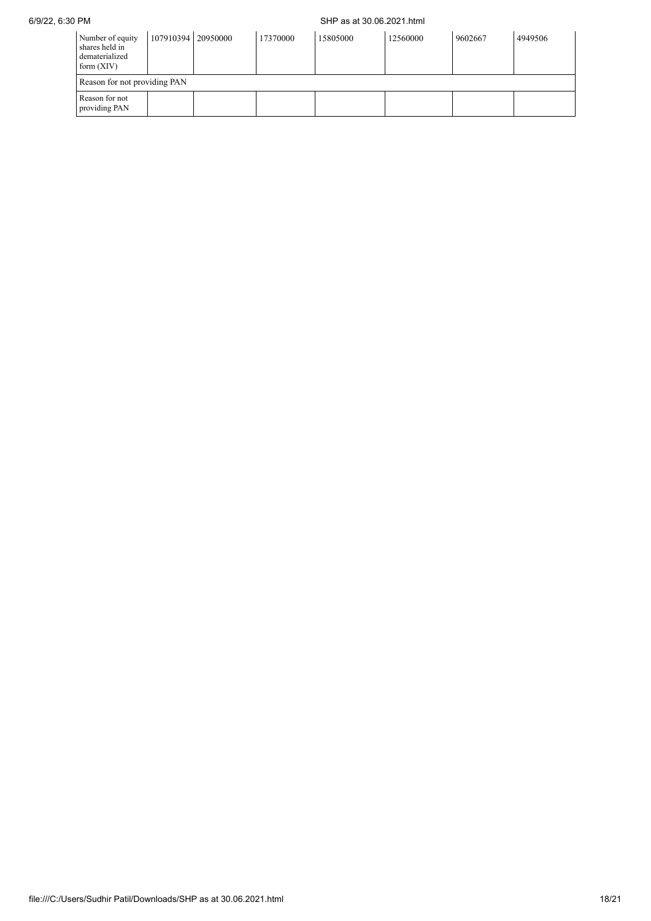| Number of equity shares held in dematerialized form (XIV) | 107910394 | 20950000 | 17370000 | 15805000 | 12560000 | 9602667 | 4949506 |
|---|---|---|---|---|---|---|---|
| Reason for not providing PAN | | | | | | | |
| Reason for not providing PAN | | | | | | | |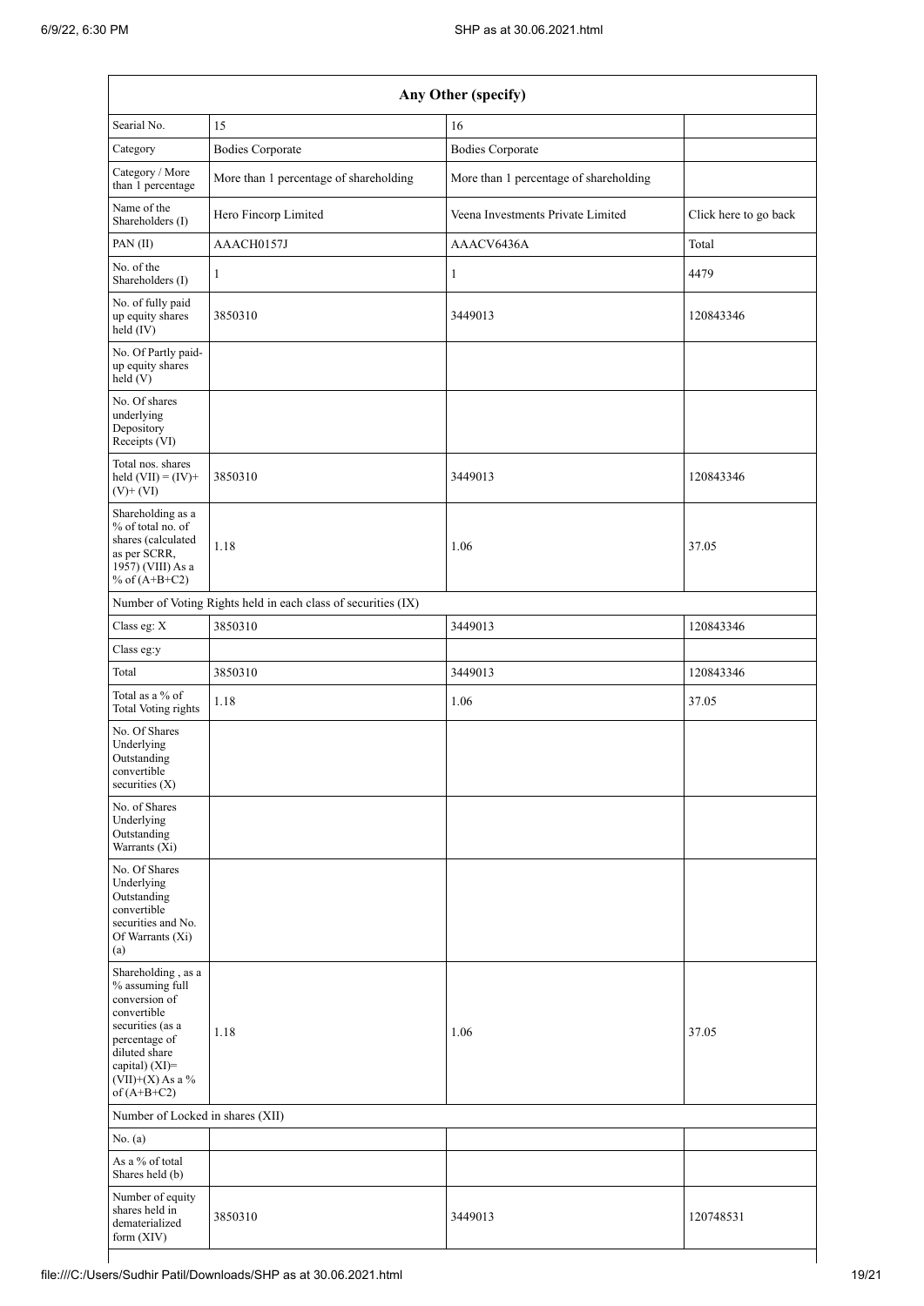| Any Other (specify) | | | |
|---|---|---|---|
| Searial No. | 15 | 16 | |
| Category | Bodies Corporate | Bodies Corporate | |
| Category / More than 1 percentage | More than 1 percentage of shareholding | More than 1 percentage of shareholding | |
| Name of the Shareholders (I) | Hero Fincorp Limited | Veena Investments Private Limited | Click here to go back |
| PAN (II) | AAACH0157J | AAACV6436A | Total |
| No. of the Shareholders (I) | 1 | 1 | 4479 |
| No. of fully paid up equity shares held (IV) | 3850310 | 3449013 | 120843346 |
| No. Of Partly paid-up equity shares held (V) | | | |
| No. Of shares underlying Depository Receipts (VI) | | | |
| Total nos. shares held (VII) = (IV)+ (V)+ (VI) | 3850310 | 3449013 | 120843346 |
| Shareholding as a % of total no. of shares (calculated as per SCRR, 1957) (VIII) As a % of (A+B+C2) | 1.18 | 1.06 | 37.05 |
| Number of Voting Rights held in each class of securities (IX) | | | |
| Class eg: X | 3850310 | 3449013 | 120843346 |
| Class eg:y | | | |
| Total | 3850310 | 3449013 | 120843346 |
| Total as a % of Total Voting rights | 1.18 | 1.06 | 37.05 |
| No. Of Shares Underlying Outstanding convertible securities (X) | | | |
| No. of Shares Underlying Outstanding Warrants (Xi) | | | |
| No. Of Shares Underlying Outstanding convertible securities and No. Of Warrants (Xi) (a) | | | |
| Shareholding , as a % assuming full conversion of convertible securities (as a percentage of diluted share capital) (XI)= (VII)+(X) As a % of (A+B+C2) | 1.18 | 1.06 | 37.05 |
| Number of Locked in shares (XII) | | | |
| No. (a) | | | |
| As a % of total Shares held (b) | | | |
| Number of equity shares held in dematerialized form (XIV) | 3850310 | 3449013 | 120748531 |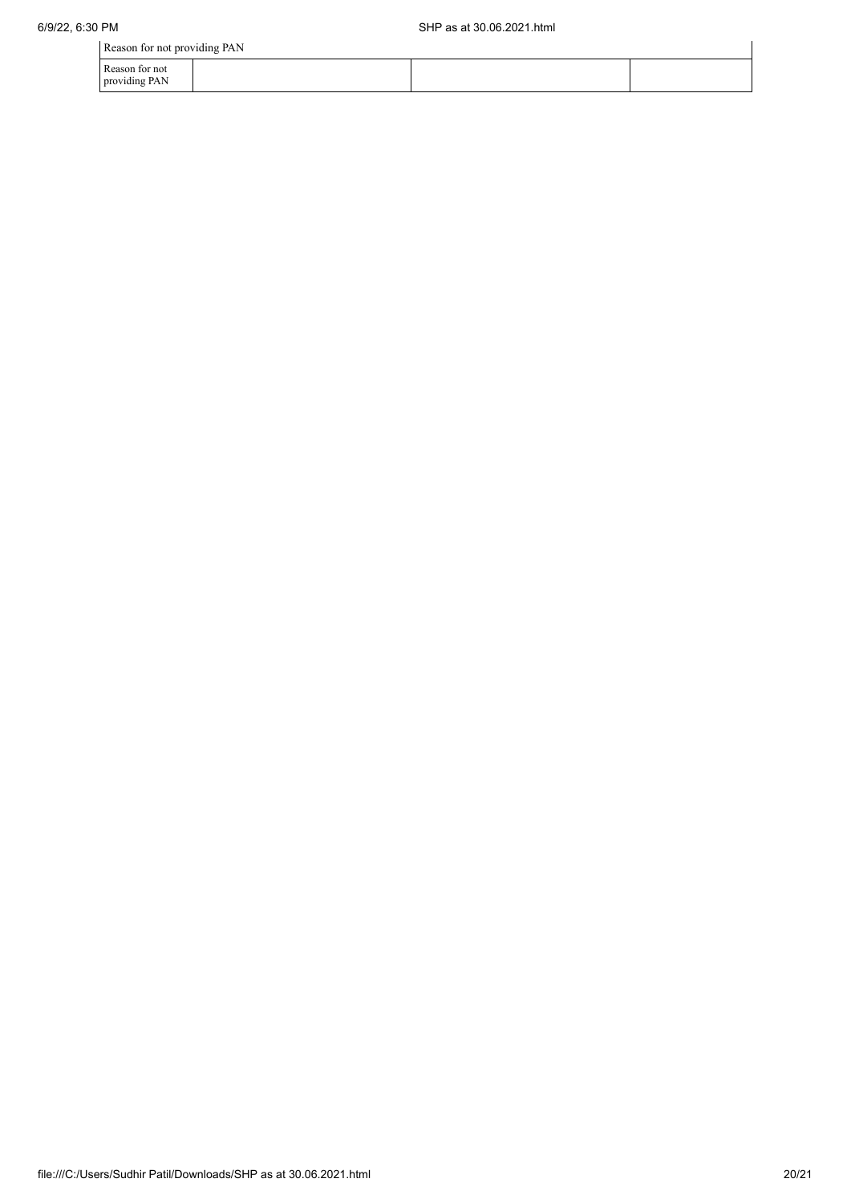| Reason for not providing PAN | | | |
|---|---|---|---|
| Reason for not providing PAN | | | |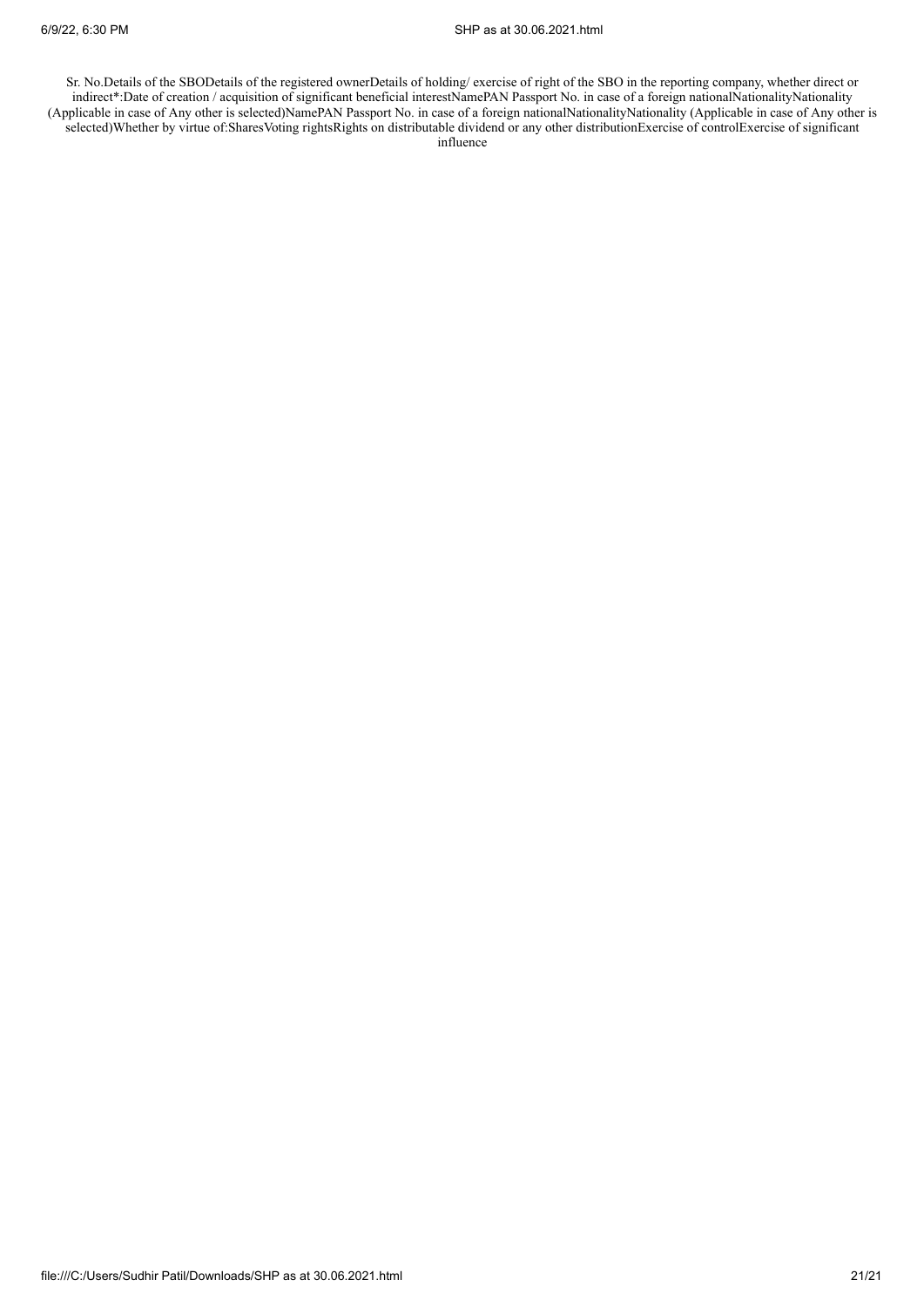Sr. No.Details of the SBODetails of the registered ownerDetails of holding/ exercise of right of the SBO in the reporting company, whether direct or indirect*:Date of creation / acquisition of significant beneficial interestNamePAN Passport No. in case of a foreign nationalNationalityNationality (Applicable in case of Any other is selected)NamePAN Passport No. in case of a foreign nationalNationalityNationality (Applicable in case of Any other is selected)Whether by virtue of:SharesVoting rightsRights on distributable dividend or any other distributionExercise of controlExercise of significant influence